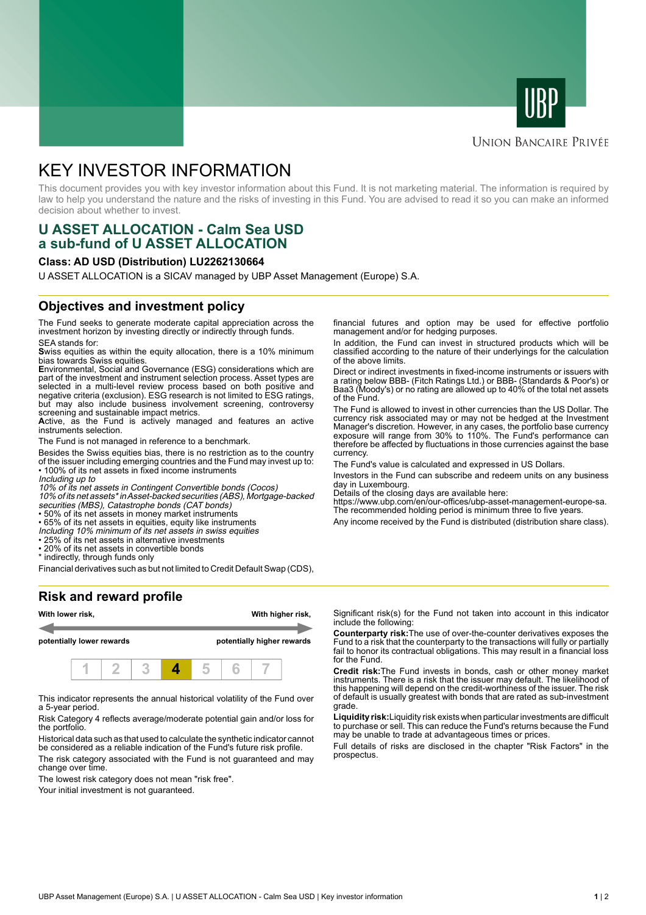UNION BANCAIRE PRIVÉE

# KEY INVESTOR INFORMATION

This document provides you with key investor information about this Fund. It is not marketing material. The information is required by law to help you understand the nature and the risks of investing in this Fund. You are advised to read it so you can make an informed decision about whether to invest.

## U ASSET ALLOCATION - Calm Sea USD
## a sub-fund of U ASSET ALLOCATION

**Class: AD USD (Distribution) LU2262130664**

U ASSET ALLOCATION is a SICAV managed by UBP Asset Management (Europe) S.A.

## Objectives and investment policy

The Fund seeks to generate moderate capital appreciation across the investment horizon by investing directly or indirectly through funds.

SEA stands for:
**S**wiss equities as within the equity allocation, there is a 10% minimum bias towards Swiss equities.
**E**nvironmental, Social and Governance (ESG) considerations which are part of the investment and instrument selection process. Asset types are selected in a multi-level review process based on both positive and negative criteria (exclusion). ESG research is not limited to ESG ratings, but may also include business involvement screening, controversy screening and sustainable impact metrics.
**A**ctive, as the Fund is actively managed and features an active instruments selection.

The Fund is not managed in reference to a benchmark.

Besides the Swiss equities bias, there is no restriction as to the country of the issuer including emerging countries and the Fund may invest up to:
• 100% of its net assets in fixed income instruments
*Including up to*
*10% of its net assets in Contingent Convertible bonds (Cocos)*
*10% of its net assets* in Asset-backed securities (ABS), Mortgage-backed securities (MBS), Catastrophe bonds (CAT bonds)*
• 50% of its net assets in money market instruments
• 65% of its net assets in equities, equity like instruments
*Including 10% minimum of its net assets in swiss equities*
• 25% of its net assets in alternative investments
• 20% of its net assets in convertible bonds
\* indirectly, through funds only

Financial derivatives such as but not limited to Credit Default Swap (CDS), financial futures and option may be used for effective portfolio management and/or for hedging purposes.

In addition, the Fund can invest in structured products which will be classified according to the nature of their underlyings for the calculation of the above limits.

Direct or indirect investments in fixed-income instruments or issuers with a rating below BBB- (Fitch Ratings Ltd.) or BBB- (Standards & Poor's) or Baa3 (Moody's) or no rating are allowed up to 40% of the total net assets of the Fund.

The Fund is allowed to invest in other currencies than the US Dollar. The currency risk associated may or may not be hedged at the Investment Manager's discretion. However, in any cases, the portfolio base currency exposure will range from 30% to 110%. The Fund's performance can therefore be affected by fluctuations in those currencies against the base currency.

The Fund's value is calculated and expressed in US Dollars.

Investors in the Fund can subscribe and redeem units on any business day in Luxembourg.
Details of the closing days are available here:
https://www.ubp.com/en/our-offices/ubp-asset-management-europe-sa.
The recommended holding period is minimum three to five years.

Any income received by the Fund is distributed (distribution share class).

## Risk and reward profile

| **With lower risk,** | | | | | | **With higher risk,** |
|---|---|---|---|---|---|---|
| **potentially lower rewards** | | | | | | **potentially higher rewards** |
| 1 | 2 | 3 | **4** | 5 | 6 | 7 |

This indicator represents the annual historical volatility of the Fund over a 5-year period.

Risk Category 4 reflects average/moderate potential gain and/or loss for the portfolio.

Historical data such as that used to calculate the synthetic indicator cannot be considered as a reliable indication of the Fund's future risk profile.

The risk category associated with the Fund is not guaranteed and may change over time.

The lowest risk category does not mean "risk free".

Your initial investment is not guaranteed.

Significant risk(s) for the Fund not taken into account in this indicator include the following:

**Counterparty risk:** The use of over-the-counter derivatives exposes the Fund to a risk that the counterparty to the transactions will fully or partially fail to honor its contractual obligations. This may result in a financial loss for the Fund.

**Credit risk:** The Fund invests in bonds, cash or other money market instruments. There is a risk that the issuer may default. The likelihood of this happening will depend on the credit-worthiness of the issuer. The risk of default is usually greatest with bonds that are rated as sub-investment grade.

**Liquidity risk:** Liquidity risk exists when particular investments are difficult to purchase or sell. This can reduce the Fund's returns because the Fund may be unable to trade at advantageous times or prices.

Full details of risks are disclosed in the chapter "Risk Factors" in the prospectus.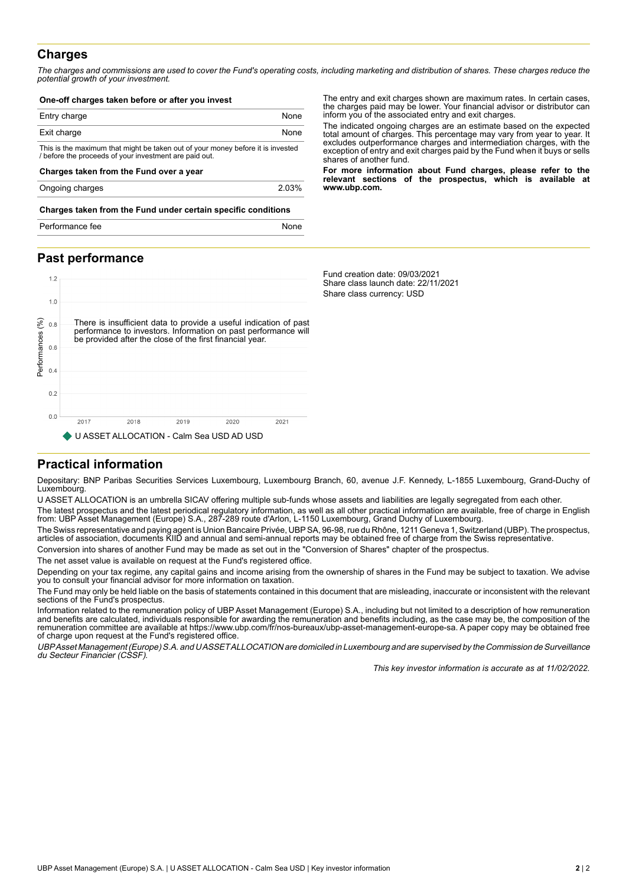## Charges

*The charges and commissions are used to cover the Fund's operating costs, including marketing and distribution of shares. These charges reduce the potential growth of your investment.*

| **One-off charges taken before or after you invest** | |
|---|---|
| Entry charge | None |
| Exit charge | None |

This is the maximum that might be taken out of your money before it is invested / before the proceeds of your investment are paid out.

| **Charges taken from the Fund over a year** | |
|---|---|
| Ongoing charges | 2.03% |

| **Charges taken from the Fund under certain specific conditions** | |
|---|---|
| Performance fee | None |

The entry and exit charges shown are maximum rates. In certain cases, the charges paid may be lower. Your financial advisor or distributor can inform you of the associated entry and exit charges.

The indicated ongoing charges are an estimate based on the expected total amount of charges. This percentage may vary from year to year. It excludes outperformance charges and intermediation charges, with the exception of entry and exit charges paid by the Fund when it buys or sells shares of another fund.

**For more information about Fund charges, please refer to the relevant sections of the prospectus, which is available at www.ubp.com.**

## Past performance

Performances (%)

1.2
1.0
0.8
0.6
0.4
0.2
0.0

2017 2018 2019 2020 2021

There is insufficient data to provide a useful indication of past performance to investors. Information on past performance will be provided after the close of the first financial year.

U ASSET ALLOCATION - Calm Sea USD AD USD

Fund creation date: 09/03/2021
Share class launch date: 22/11/2021
Share class currency: USD

## Practical information

Depositary: BNP Paribas Securities Services Luxembourg, Luxembourg Branch, 60, avenue J.F. Kennedy, L-1855 Luxembourg, Grand-Duchy of Luxembourg.

U ASSET ALLOCATION is an umbrella SICAV offering multiple sub-funds whose assets and liabilities are legally segregated from each other.

The latest prospectus and the latest periodical regulatory information, as well as all other practical information are available, free of charge in English from: UBP Asset Management (Europe) S.A., 287-289 route d'Arlon, L-1150 Luxembourg, Grand Duchy of Luxembourg.

The Swiss representative and paying agent is Union Bancaire Privée, UBP SA, 96-98, rue du Rhône, 1211 Geneva 1, Switzerland (UBP). The prospectus, articles of association, documents KIID and annual and semi-annual reports may be obtained free of charge from the Swiss representative.

Conversion into shares of another Fund may be made as set out in the "Conversion of Shares" chapter of the prospectus.

The net asset value is available on request at the Fund's registered office.

Depending on your tax regime, any capital gains and income arising from the ownership of shares in the Fund may be subject to taxation. We advise you to consult your financial advisor for more information on taxation.

The Fund may only be held liable on the basis of statements contained in this document that are misleading, inaccurate or inconsistent with the relevant sections of the Fund's prospectus.

Information related to the remuneration policy of UBP Asset Management (Europe) S.A., including but not limited to a description of how remuneration and benefits are calculated, individuals responsible for awarding the remuneration and benefits including, as the case may be, the composition of the remuneration committee are available at https://www.ubp.com/fr/nos-bureaux/ubp-asset-management-europe-sa. A paper copy may be obtained free of charge upon request at the Fund's registered office.

*UBP Asset Management (Europe) S.A. and U ASSET ALLOCATION are domiciled in Luxembourg and are supervised by the Commission de Surveillance du Secteur Financier (CSSF).*

*This key investor information is accurate as at 11/02/2022.*